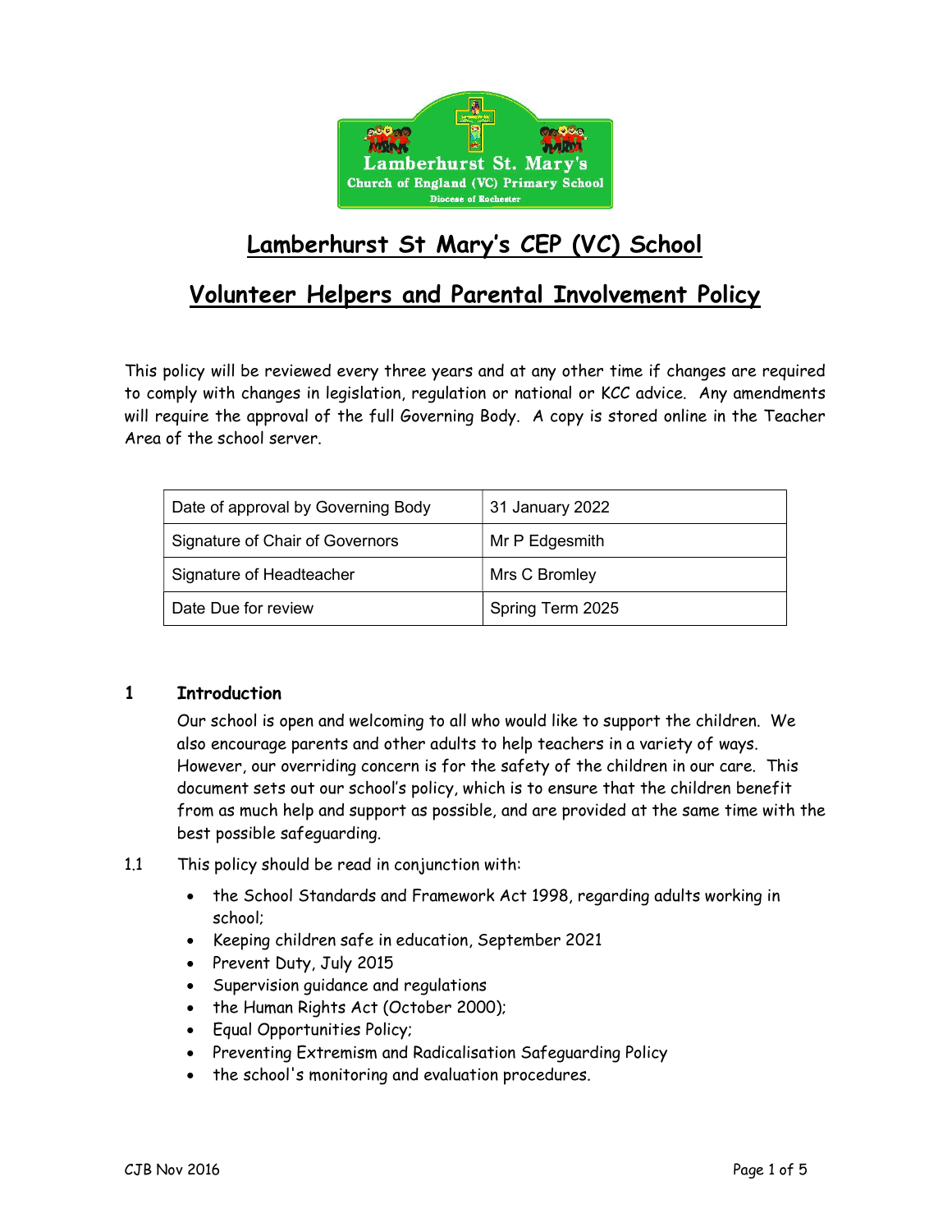# Lamberhurst St Mary's CEP (VC) School

## Volunteer Helpers and Parental Involvement Policy

This policy will be reviewed every three years and at any other time if changes are required to comply with changes in legislation, regulation or national or KCC advice. Any amendments will require the approval of the full Governing Body. A copy is stored online in the Teacher Area of the school server.

| Date of approval by Governing Body | 31 January 2022 |
| --- | --- |
| Signature of Chair of Governors | Mr P Edgesmith |
| Signature of Headteacher | Mrs C Bromley |
| Date Due for review | Spring Term 2025 |

### 1 Introduction

Our school is open and welcoming to all who would like to support the children. We also encourage parents and other adults to help teachers in a variety of ways. However, our overriding concern is for the safety of the children in our care. This document sets out our school's policy, which is to ensure that the children benefit from as much help and support as possible, and are provided at the same time with the best possible safeguarding.

1.1 This policy should be read in conjunction with:

- the School Standards and Framework Act 1998, regarding adults working in school;
- Keeping children safe in education, September 2021
- Prevent Duty, July 2015
- Supervision guidance and regulations
- the Human Rights Act (October 2000);
- Equal Opportunities Policy;
- Preventing Extremism and Radicalisation Safeguarding Policy
- the school's monitoring and evaluation procedures.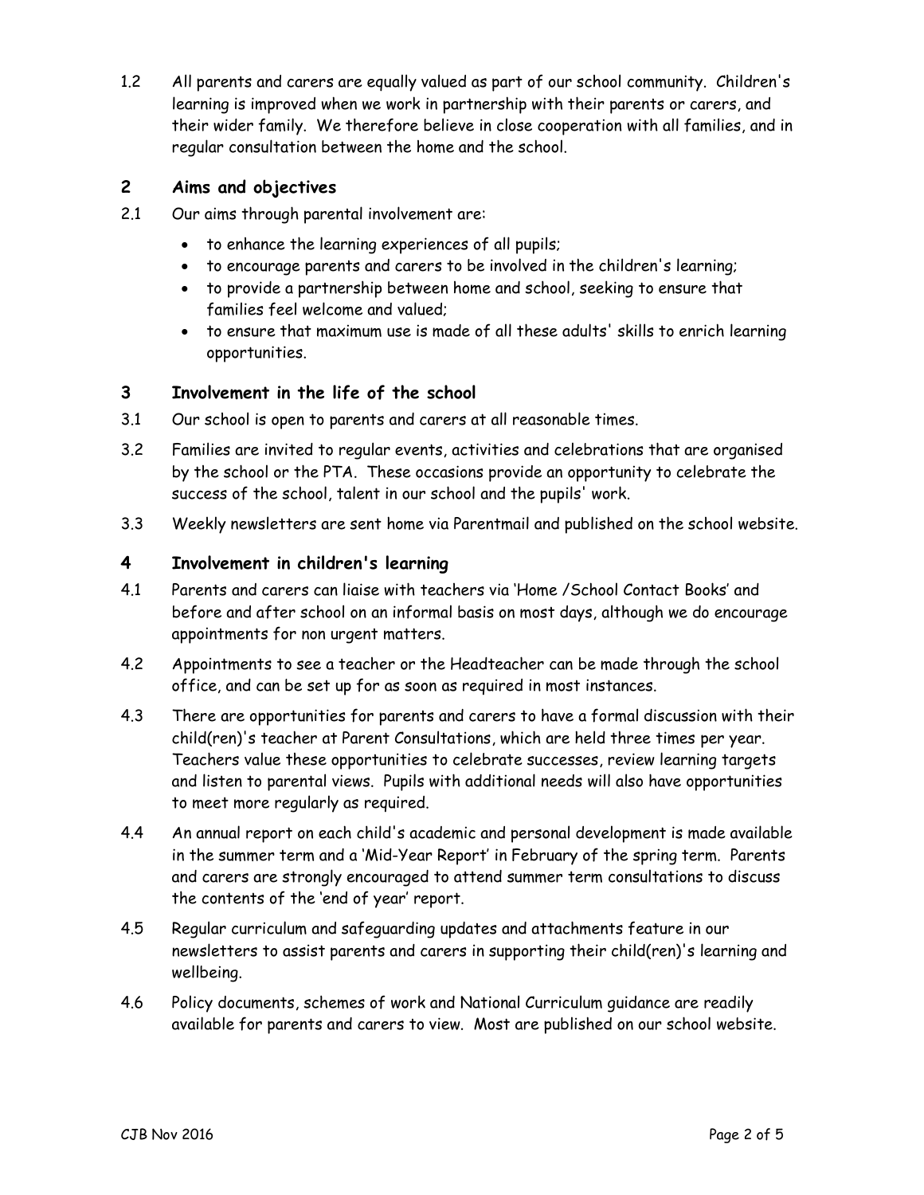1.2 All parents and carers are equally valued as part of our school community. Children's learning is improved when we work in partnership with their parents or carers, and their wider family. We therefore believe in close cooperation with all families, and in regular consultation between the home and the school.

## 2 Aims and objectives

2.1 Our aims through parental involvement are:

- to enhance the learning experiences of all pupils;
- to encourage parents and carers to be involved in the children's learning;
- to provide a partnership between home and school, seeking to ensure that families feel welcome and valued;
- to ensure that maximum use is made of all these adults' skills to enrich learning opportunities.

## 3 Involvement in the life of the school

3.1 Our school is open to parents and carers at all reasonable times.

3.2 Families are invited to regular events, activities and celebrations that are organised by the school or the PTA. These occasions provide an opportunity to celebrate the success of the school, talent in our school and the pupils' work.

3.3 Weekly newsletters are sent home via Parentmail and published on the school website.

## 4 Involvement in children's learning

4.1 Parents and carers can liaise with teachers via 'Home /School Contact Books' and before and after school on an informal basis on most days, although we do encourage appointments for non urgent matters.

4.2 Appointments to see a teacher or the Headteacher can be made through the school office, and can be set up for as soon as required in most instances.

4.3 There are opportunities for parents and carers to have a formal discussion with their child(ren)'s teacher at Parent Consultations, which are held three times per year. Teachers value these opportunities to celebrate successes, review learning targets and listen to parental views. Pupils with additional needs will also have opportunities to meet more regularly as required.

4.4 An annual report on each child's academic and personal development is made available in the summer term and a 'Mid-Year Report' in February of the spring term. Parents and carers are strongly encouraged to attend summer term consultations to discuss the contents of the 'end of year' report.

4.5 Regular curriculum and safeguarding updates and attachments feature in our newsletters to assist parents and carers in supporting their child(ren)'s learning and wellbeing.

4.6 Policy documents, schemes of work and National Curriculum guidance are readily available for parents and carers to view. Most are published on our school website.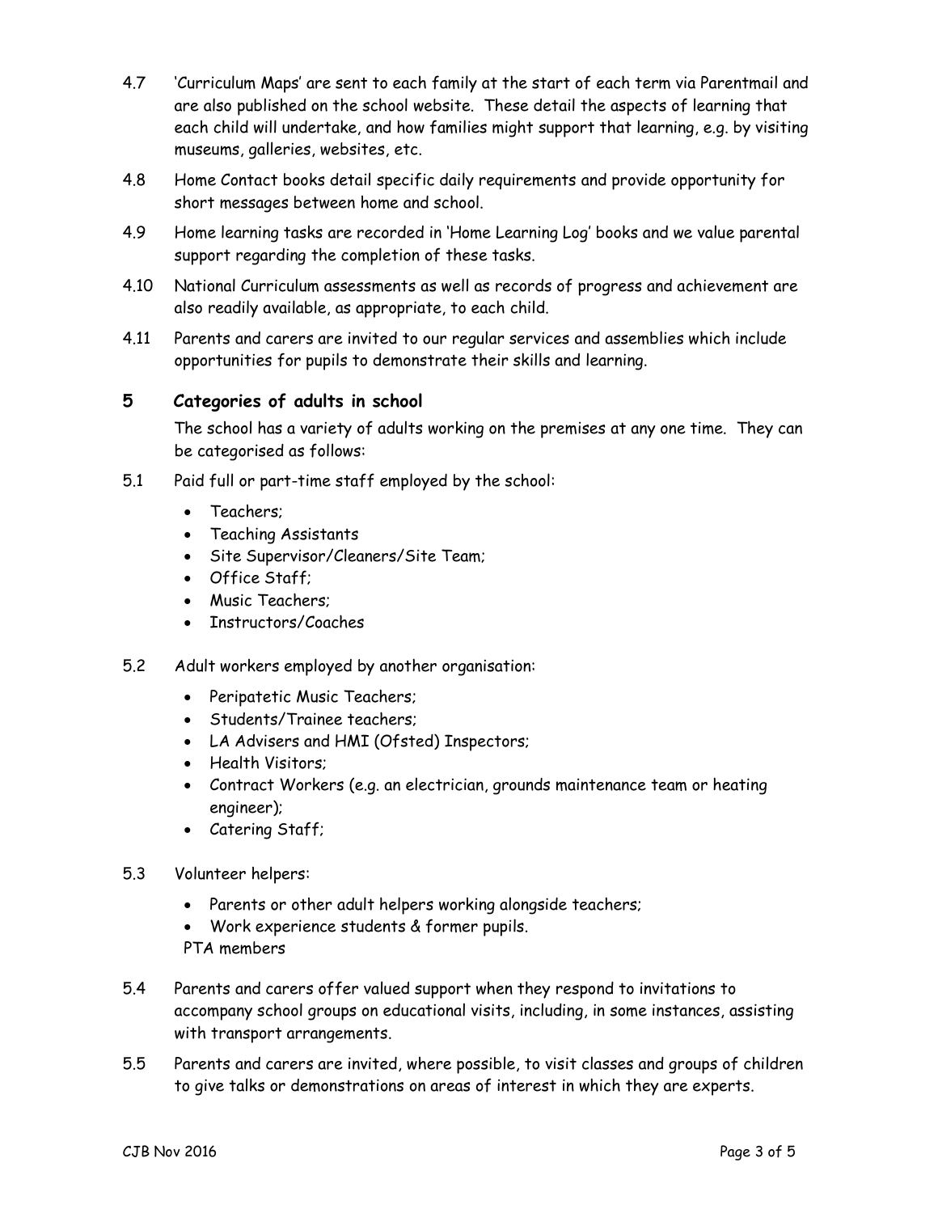4.7 'Curriculum Maps' are sent to each family at the start of each term via Parentmail and are also published on the school website. These detail the aspects of learning that each child will undertake, and how families might support that learning, e.g. by visiting museums, galleries, websites, etc.

4.8 Home Contact books detail specific daily requirements and provide opportunity for short messages between home and school.

4.9 Home learning tasks are recorded in 'Home Learning Log' books and we value parental support regarding the completion of these tasks.

4.10 National Curriculum assessments as well as records of progress and achievement are also readily available, as appropriate, to each child.

4.11 Parents and carers are invited to our regular services and assemblies which include opportunities for pupils to demonstrate their skills and learning.

## 5 Categories of adults in school

The school has a variety of adults working on the premises at any one time. They can be categorised as follows:

5.1 Paid full or part-time staff employed by the school:

- Teachers;
- Teaching Assistants
- Site Supervisor/Cleaners/Site Team;
- Office Staff;
- Music Teachers;
- Instructors/Coaches

5.2 Adult workers employed by another organisation:

- Peripatetic Music Teachers;
- Students/Trainee teachers;
- LA Advisers and HMI (Ofsted) Inspectors;
- Health Visitors;
- Contract Workers (e.g. an electrician, grounds maintenance team or heating engineer);
- Catering Staff;

5.3 Volunteer helpers:

- Parents or other adult helpers working alongside teachers;
- Work experience students & former pupils.

PTA members

5.4 Parents and carers offer valued support when they respond to invitations to accompany school groups on educational visits, including, in some instances, assisting with transport arrangements.

5.5 Parents and carers are invited, where possible, to visit classes and groups of children to give talks or demonstrations on areas of interest in which they are experts.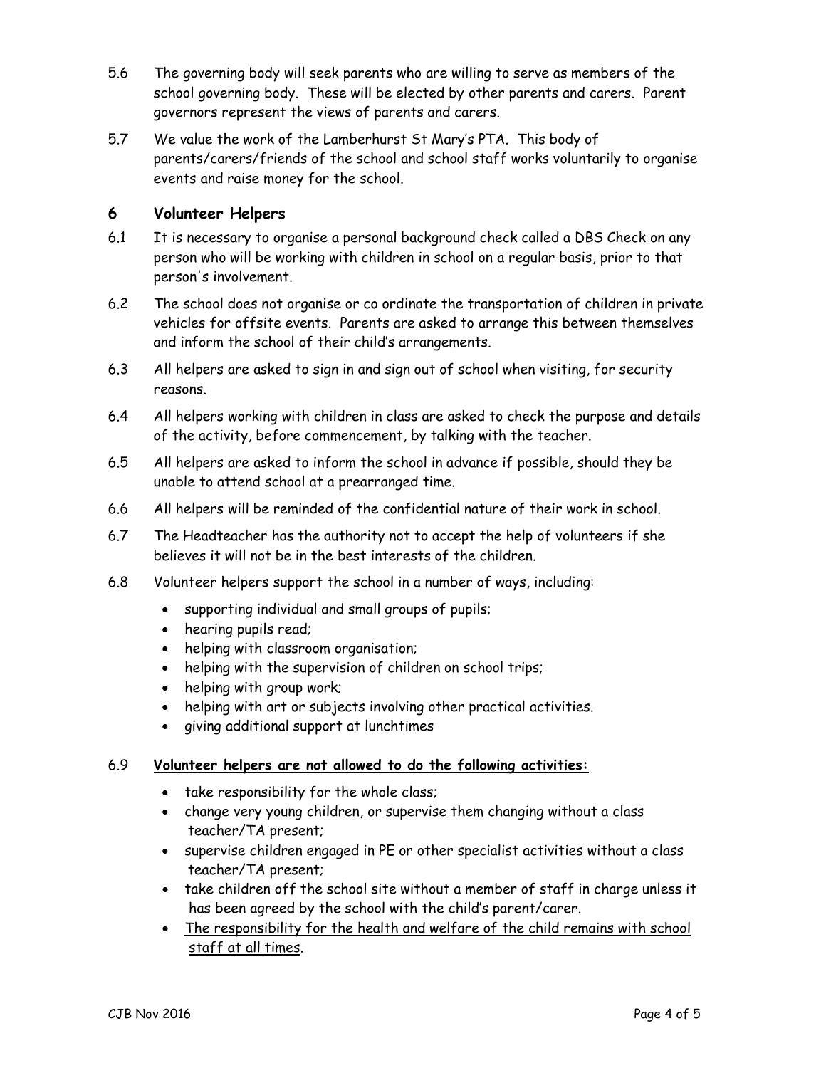5.6 The governing body will seek parents who are willing to serve as members of the school governing body. These will be elected by other parents and carers. Parent governors represent the views of parents and carers.

5.7 We value the work of the Lamberhurst St Mary's PTA. This body of parents/carers/friends of the school and school staff works voluntarily to organise events and raise money for the school.

## 6 Volunteer Helpers

6.1 It is necessary to organise a personal background check called a DBS Check on any person who will be working with children in school on a regular basis, prior to that person's involvement.

6.2 The school does not organise or co ordinate the transportation of children in private vehicles for offsite events. Parents are asked to arrange this between themselves and inform the school of their child's arrangements.

6.3 All helpers are asked to sign in and sign out of school when visiting, for security reasons.

6.4 All helpers working with children in class are asked to check the purpose and details of the activity, before commencement, by talking with the teacher.

6.5 All helpers are asked to inform the school in advance if possible, should they be unable to attend school at a prearranged time.

6.6 All helpers will be reminded of the confidential nature of their work in school.

6.7 The Headteacher has the authority not to accept the help of volunteers if she believes it will not be in the best interests of the children.

6.8 Volunteer helpers support the school in a number of ways, including:

- supporting individual and small groups of pupils;
- hearing pupils read;
- helping with classroom organisation;
- helping with the supervision of children on school trips;
- helping with group work;
- helping with art or subjects involving other practical activities.
- giving additional support at lunchtimes

6.9 **Volunteer helpers are not allowed to do the following activities:**

- take responsibility for the whole class;
- change very young children, or supervise them changing without a class teacher/TA present;
- supervise children engaged in PE or other specialist activities without a class teacher/TA present;
- take children off the school site without a member of staff in charge unless it has been agreed by the school with the child's parent/carer.
- The responsibility for the health and welfare of the child remains with school staff at all times.

CJB Nov 2016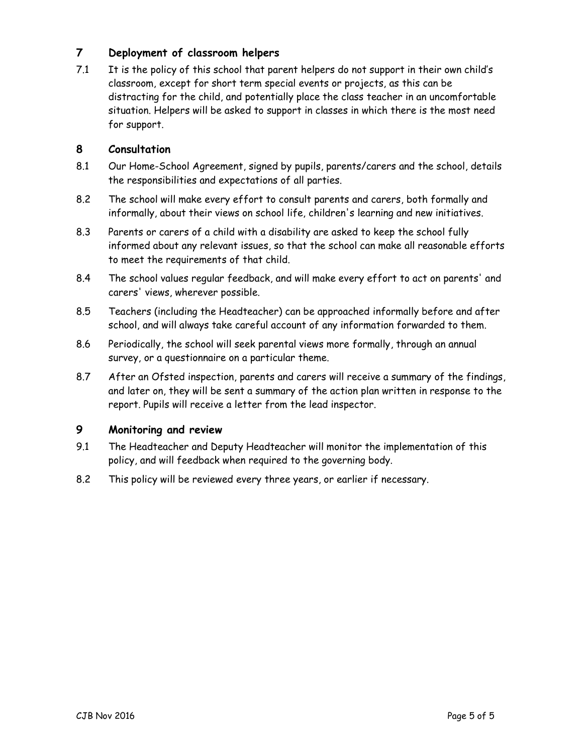## 7 Deployment of classroom helpers

7.1 It is the policy of this school that parent helpers do not support in their own child's classroom, except for short term special events or projects, as this can be distracting for the child, and potentially place the class teacher in an uncomfortable situation. Helpers will be asked to support in classes in which there is the most need for support.

## 8 Consultation

8.1 Our Home-School Agreement, signed by pupils, parents/carers and the school, details the responsibilities and expectations of all parties.

8.2 The school will make every effort to consult parents and carers, both formally and informally, about their views on school life, children's learning and new initiatives.

8.3 Parents or carers of a child with a disability are asked to keep the school fully informed about any relevant issues, so that the school can make all reasonable efforts to meet the requirements of that child.

8.4 The school values regular feedback, and will make every effort to act on parents' and carers' views, wherever possible.

8.5 Teachers (including the Headteacher) can be approached informally before and after school, and will always take careful account of any information forwarded to them.

8.6 Periodically, the school will seek parental views more formally, through an annual survey, or a questionnaire on a particular theme.

8.7 After an Ofsted inspection, parents and carers will receive a summary of the findings, and later on, they will be sent a summary of the action plan written in response to the report. Pupils will receive a letter from the lead inspector.

## 9 Monitoring and review

9.1 The Headteacher and Deputy Headteacher will monitor the implementation of this policy, and will feedback when required to the governing body.

8.2 This policy will be reviewed every three years, or earlier if necessary.

CJB Nov 2016